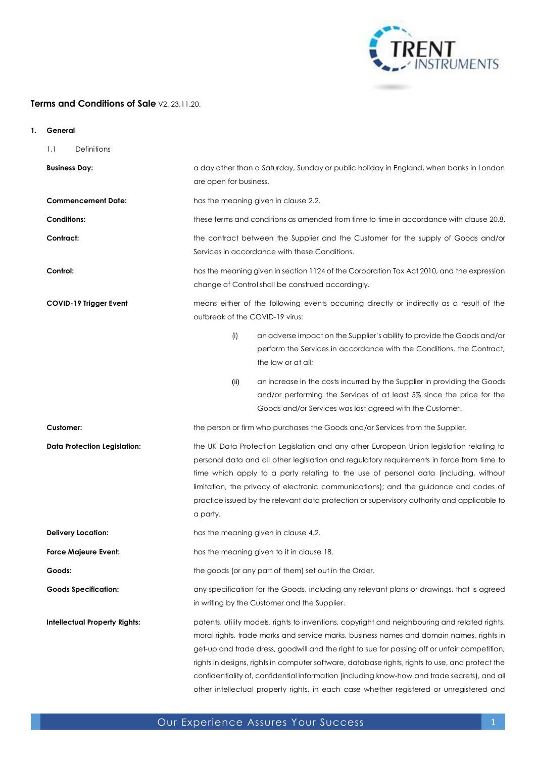# Terms and Conditions of Sale V2. 23.11.20.

## 1. General

1.1 Definitions

**Business Day:** a day other than a Saturday, Sunday or public holiday in England, when banks in London are open for business.

**Commencement Date:** has the meaning given in clause 2.2.

**Conditions:** these terms and conditions as amended from time to time in accordance with clause 20.8.

**Contract:** the contract between the Supplier and the Customer for the supply of Goods and/or Services in accordance with these Conditions.

**Control:** has the meaning given in section 1124 of the Corporation Tax Act 2010, and the expression change of Control shall be construed accordingly.

**COVID-19 Trigger Event** means either of the following events occurring directly or indirectly as a result of the outbreak of the COVID-19 virus:

(i) an adverse impact on the Supplier's ability to provide the Goods and/or perform the Services in accordance with the Conditions, the Contract, the law or at all;

(ii) an increase in the costs incurred by the Supplier in providing the Goods and/or performing the Services of at least 5% since the price for the Goods and/or Services was last agreed with the Customer.

**Customer:** the person or firm who purchases the Goods and/or Services from the Supplier.

**Data Protection Legislation:** the UK Data Protection Legislation and any other European Union legislation relating to personal data and all other legislation and regulatory requirements in force from time to time which apply to a party relating to the use of personal data (including, without limitation, the privacy of electronic communications); and the guidance and codes of practice issued by the relevant data protection or supervisory authority and applicable to a party.

**Delivery Location:** has the meaning given in clause 4.2.

**Force Majeure Event:** has the meaning given to it in clause 18.

**Goods:** the goods (or any part of them) set out in the Order.

**Goods Specification:** any specification for the Goods, including any relevant plans or drawings, that is agreed in writing by the Customer and the Supplier.

**Intellectual Property Rights:** patents, utility models, rights to inventions, copyright and neighbouring and related rights, moral rights, trade marks and service marks, business names and domain names, rights in get-up and trade dress, goodwill and the right to sue for passing off or unfair competition, rights in designs, rights in computer software, database rights, rights to use, and protect the confidentiality of, confidential information (including know-how and trade secrets), and all other intellectual property rights, in each case whether registered or unregistered and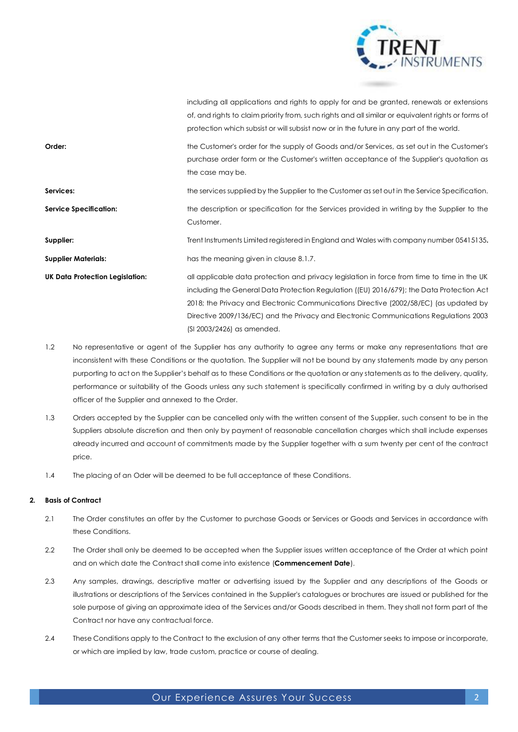| | |
|---|---|
| | including all applications and rights to apply for and be granted, renewals or extensions of, and rights to claim priority from, such rights and all similar or equivalent rights or forms of protection which subsist or will subsist now or in the future in any part of the world. |
| **Order:** | the Customer's order for the supply of Goods and/or Services, as set out in the Customer's purchase order form or the Customer's written acceptance of the Supplier's quotation as the case may be. |
| **Services:** | the services supplied by the Supplier to the Customer as set out in the Service Specification. |
| **Service Specification:** | the description or specification for the Services provided in writing by the Supplier to the Customer. |
| **Supplier:** | Trent Instruments Limited registered in England and Wales with company number 05415135**.** |
| **Supplier Materials:** | has the meaning given in clause 8.1.7. |
| **UK Data Protection Legislation:** | all applicable data protection and privacy legislation in force from time to time in the UK including the General Data Protection Regulation ((EU) 2016/679); the Data Protection Act 2018; the Privacy and Electronic Communications Directive (2002/58/EC) (as updated by Directive 2009/136/EC) and the Privacy and Electronic Communications Regulations 2003 (SI 2003/2426) as amended. |

1.2 No representative or agent of the Supplier has any authority to agree any terms or make any representations that are inconsistent with these Conditions or the quotation. The Supplier will not be bound by any statements made by any person purporting to act on the Supplier's behalf as to these Conditions or the quotation or any statements as to the delivery, quality, performance or suitability of the Goods unless any such statement is specifically confirmed in writing by a duly authorised officer of the Supplier and annexed to the Order.

1.3 Orders accepted by the Supplier can be cancelled only with the written consent of the Supplier, such consent to be in the Suppliers absolute discretion and then only by payment of reasonable cancellation charges which shall include expenses already incurred and account of commitments made by the Supplier together with a sum twenty per cent of the contract price.

1.4 The placing of an Oder will be deemed to be full acceptance of these Conditions.

**2. Basis of Contract**

2.1 The Order constitutes an offer by the Customer to purchase Goods or Services or Goods and Services in accordance with these Conditions.

2.2 The Order shall only be deemed to be accepted when the Supplier issues written acceptance of the Order at which point and on which date the Contract shall come into existence (**Commencement Date**).

2.3 Any samples, drawings, descriptive matter or advertising issued by the Supplier and any descriptions of the Goods or illustrations or descriptions of the Services contained in the Supplier's catalogues or brochures are issued or published for the sole purpose of giving an approximate idea of the Services and/or Goods described in them. They shall not form part of the Contract nor have any contractual force.

2.4 These Conditions apply to the Contract to the exclusion of any other terms that the Customer seeks to impose or incorporate, or which are implied by law, trade custom, practice or course of dealing.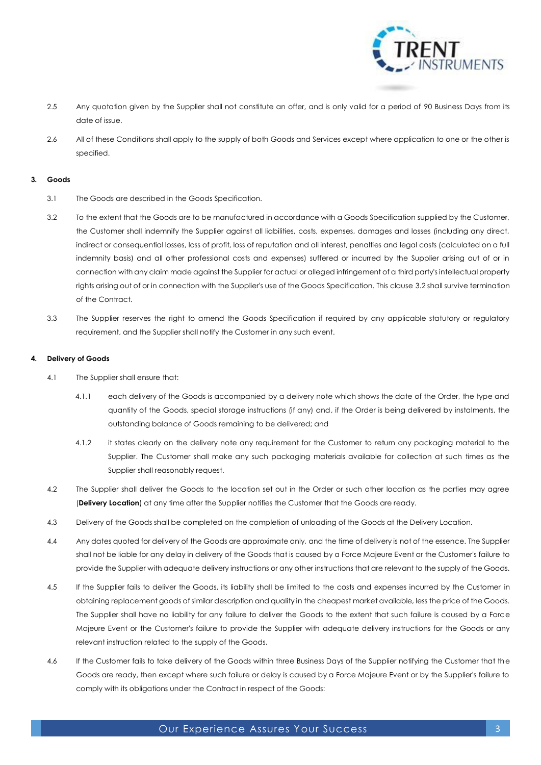2.5 Any quotation given by the Supplier shall not constitute an offer, and is only valid for a period of 90 Business Days from its date of issue.

2.6 All of these Conditions shall apply to the supply of both Goods and Services except where application to one or the other is specified.

### 3. Goods

3.1 The Goods are described in the Goods Specification.

3.2 To the extent that the Goods are to be manufactured in accordance with a Goods Specification supplied by the Customer, the Customer shall indemnify the Supplier against all liabilities, costs, expenses, damages and losses (including any direct, indirect or consequential losses, loss of profit, loss of reputation and all interest, penalties and legal costs (calculated on a full indemnity basis) and all other professional costs and expenses) suffered or incurred by the Supplier arising out of or in connection with any claim made against the Supplier for actual or alleged infringement of a third party's intellectual property rights arising out of or in connection with the Supplier's use of the Goods Specification. This clause 3.2 shall survive termination of the Contract.

3.3 The Supplier reserves the right to amend the Goods Specification if required by any applicable statutory or regulatory requirement, and the Supplier shall notify the Customer in any such event.

### 4. Delivery of Goods

4.1 The Supplier shall ensure that:

4.1.1 each delivery of the Goods is accompanied by a delivery note which shows the date of the Order, the type and quantity of the Goods, special storage instructions (if any) and, if the Order is being delivered by instalments, the outstanding balance of Goods remaining to be delivered; and

4.1.2 it states clearly on the delivery note any requirement for the Customer to return any packaging material to the Supplier. The Customer shall make any such packaging materials available for collection at such times as the Supplier shall reasonably request.

4.2 The Supplier shall deliver the Goods to the location set out in the Order or such other location as the parties may agree (**Delivery Location**) at any time after the Supplier notifies the Customer that the Goods are ready.

4.3 Delivery of the Goods shall be completed on the completion of unloading of the Goods at the Delivery Location.

4.4 Any dates quoted for delivery of the Goods are approximate only, and the time of delivery is not of the essence. The Supplier shall not be liable for any delay in delivery of the Goods that is caused by a Force Majeure Event or the Customer's failure to provide the Supplier with adequate delivery instructions or any other instructions that are relevant to the supply of the Goods.

4.5 If the Supplier fails to deliver the Goods, its liability shall be limited to the costs and expenses incurred by the Customer in obtaining replacement goods of similar description and quality in the cheapest market available, less the price of the Goods. The Supplier shall have no liability for any failure to deliver the Goods to the extent that such failure is caused by a Force Majeure Event or the Customer's failure to provide the Supplier with adequate delivery instructions for the Goods or any relevant instruction related to the supply of the Goods.

4.6 If the Customer fails to take delivery of the Goods within three Business Days of the Supplier notifying the Customer that the Goods are ready, then except where such failure or delay is caused by a Force Majeure Event or by the Supplier's failure to comply with its obligations under the Contract in respect of the Goods: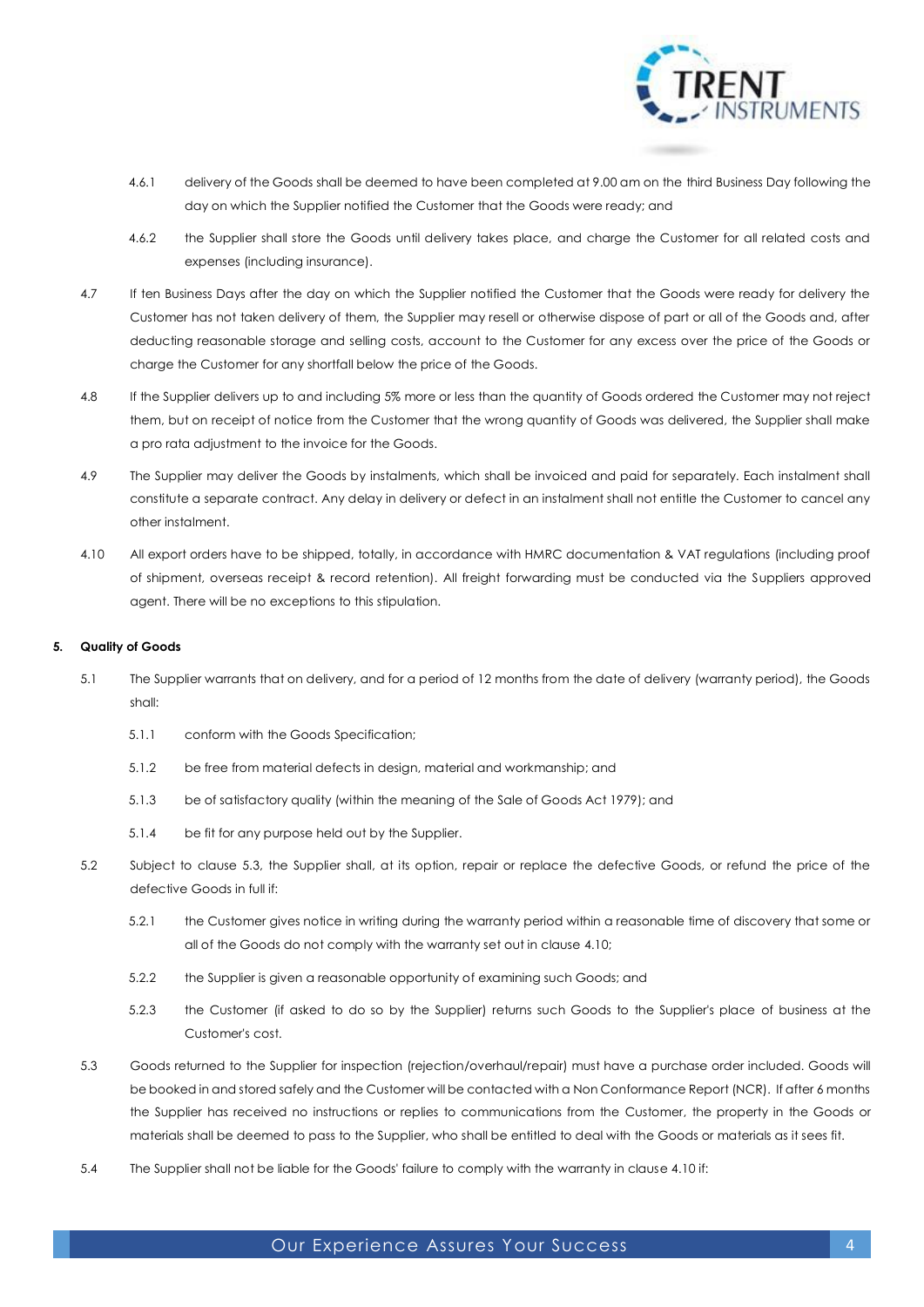4.6.1 delivery of the Goods shall be deemed to have been completed at 9.00 am on the third Business Day following the day on which the Supplier notified the Customer that the Goods were ready; and

4.6.2 the Supplier shall store the Goods until delivery takes place, and charge the Customer for all related costs and expenses (including insurance).

4.7 If ten Business Days after the day on which the Supplier notified the Customer that the Goods were ready for delivery the Customer has not taken delivery of them, the Supplier may resell or otherwise dispose of part or all of the Goods and, after deducting reasonable storage and selling costs, account to the Customer for any excess over the price of the Goods or charge the Customer for any shortfall below the price of the Goods.

4.8 If the Supplier delivers up to and including 5% more or less than the quantity of Goods ordered the Customer may not reject them, but on receipt of notice from the Customer that the wrong quantity of Goods was delivered, the Supplier shall make a pro rata adjustment to the invoice for the Goods.

4.9 The Supplier may deliver the Goods by instalments, which shall be invoiced and paid for separately. Each instalment shall constitute a separate contract. Any delay in delivery or defect in an instalment shall not entitle the Customer to cancel any other instalment.

4.10 All export orders have to be shipped, totally, in accordance with HMRC documentation & VAT regulations (including proof of shipment, overseas receipt & record retention). All freight forwarding must be conducted via the Suppliers approved agent. There will be no exceptions to this stipulation.

**5. Quality of Goods**

5.1 The Supplier warrants that on delivery, and for a period of 12 months from the date of delivery (warranty period), the Goods shall:

5.1.1 conform with the Goods Specification;

5.1.2 be free from material defects in design, material and workmanship; and

5.1.3 be of satisfactory quality (within the meaning of the Sale of Goods Act 1979); and

5.1.4 be fit for any purpose held out by the Supplier.

5.2 Subject to clause 5.3, the Supplier shall, at its option, repair or replace the defective Goods, or refund the price of the defective Goods in full if:

5.2.1 the Customer gives notice in writing during the warranty period within a reasonable time of discovery that some or all of the Goods do not comply with the warranty set out in clause 4.10;

5.2.2 the Supplier is given a reasonable opportunity of examining such Goods; and

5.2.3 the Customer (if asked to do so by the Supplier) returns such Goods to the Supplier's place of business at the Customer's cost.

5.3 Goods returned to the Supplier for inspection (rejection/overhaul/repair) must have a purchase order included. Goods will be booked in and stored safely and the Customer will be contacted with a Non Conformance Report (NCR). If after 6 months the Supplier has received no instructions or replies to communications from the Customer, the property in the Goods or materials shall be deemed to pass to the Supplier, who shall be entitled to deal with the Goods or materials as it sees fit.

5.4 The Supplier shall not be liable for the Goods' failure to comply with the warranty in clause 4.10 if: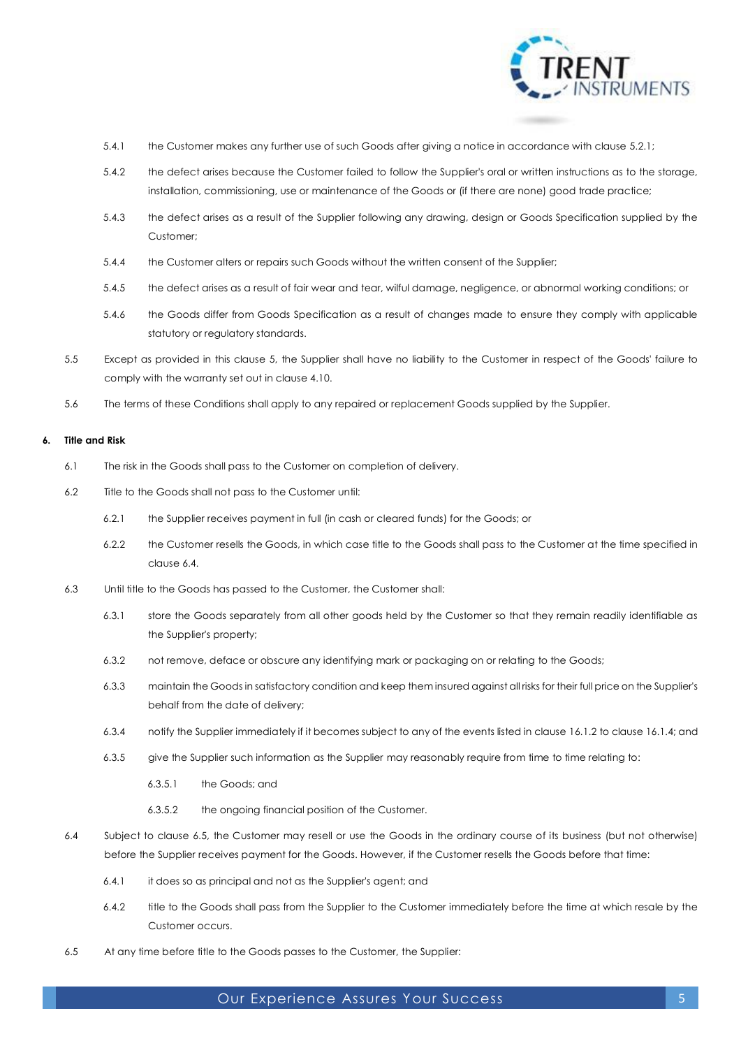5.4.1 the Customer makes any further use of such Goods after giving a notice in accordance with clause 5.2.1;

5.4.2 the defect arises because the Customer failed to follow the Supplier's oral or written instructions as to the storage, installation, commissioning, use or maintenance of the Goods or (if there are none) good trade practice;

5.4.3 the defect arises as a result of the Supplier following any drawing, design or Goods Specification supplied by the Customer;

5.4.4 the Customer alters or repairs such Goods without the written consent of the Supplier;

5.4.5 the defect arises as a result of fair wear and tear, wilful damage, negligence, or abnormal working conditions; or

5.4.6 the Goods differ from Goods Specification as a result of changes made to ensure they comply with applicable statutory or regulatory standards.

5.5 Except as provided in this clause 5, the Supplier shall have no liability to the Customer in respect of the Goods' failure to comply with the warranty set out in clause 4.10.

5.6 The terms of these Conditions shall apply to any repaired or replacement Goods supplied by the Supplier.

**6. Title and Risk**

6.1 The risk in the Goods shall pass to the Customer on completion of delivery.

6.2 Title to the Goods shall not pass to the Customer until:

6.2.1 the Supplier receives payment in full (in cash or cleared funds) for the Goods; or

6.2.2 the Customer resells the Goods, in which case title to the Goods shall pass to the Customer at the time specified in clause 6.4.

6.3 Until title to the Goods has passed to the Customer, the Customer shall:

6.3.1 store the Goods separately from all other goods held by the Customer so that they remain readily identifiable as the Supplier's property;

6.3.2 not remove, deface or obscure any identifying mark or packaging on or relating to the Goods;

6.3.3 maintain the Goods in satisfactory condition and keep them insured against all risks for their full price on the Supplier's behalf from the date of delivery;

6.3.4 notify the Supplier immediately if it becomes subject to any of the events listed in clause 16.1.2 to clause 16.1.4; and

6.3.5 give the Supplier such information as the Supplier may reasonably require from time to time relating to:

6.3.5.1 the Goods; and

6.3.5.2 the ongoing financial position of the Customer.

6.4 Subject to clause 6.5, the Customer may resell or use the Goods in the ordinary course of its business (but not otherwise) before the Supplier receives payment for the Goods. However, if the Customer resells the Goods before that time:

6.4.1 it does so as principal and not as the Supplier's agent; and

6.4.2 title to the Goods shall pass from the Supplier to the Customer immediately before the time at which resale by the Customer occurs.

6.5 At any time before title to the Goods passes to the Customer, the Supplier: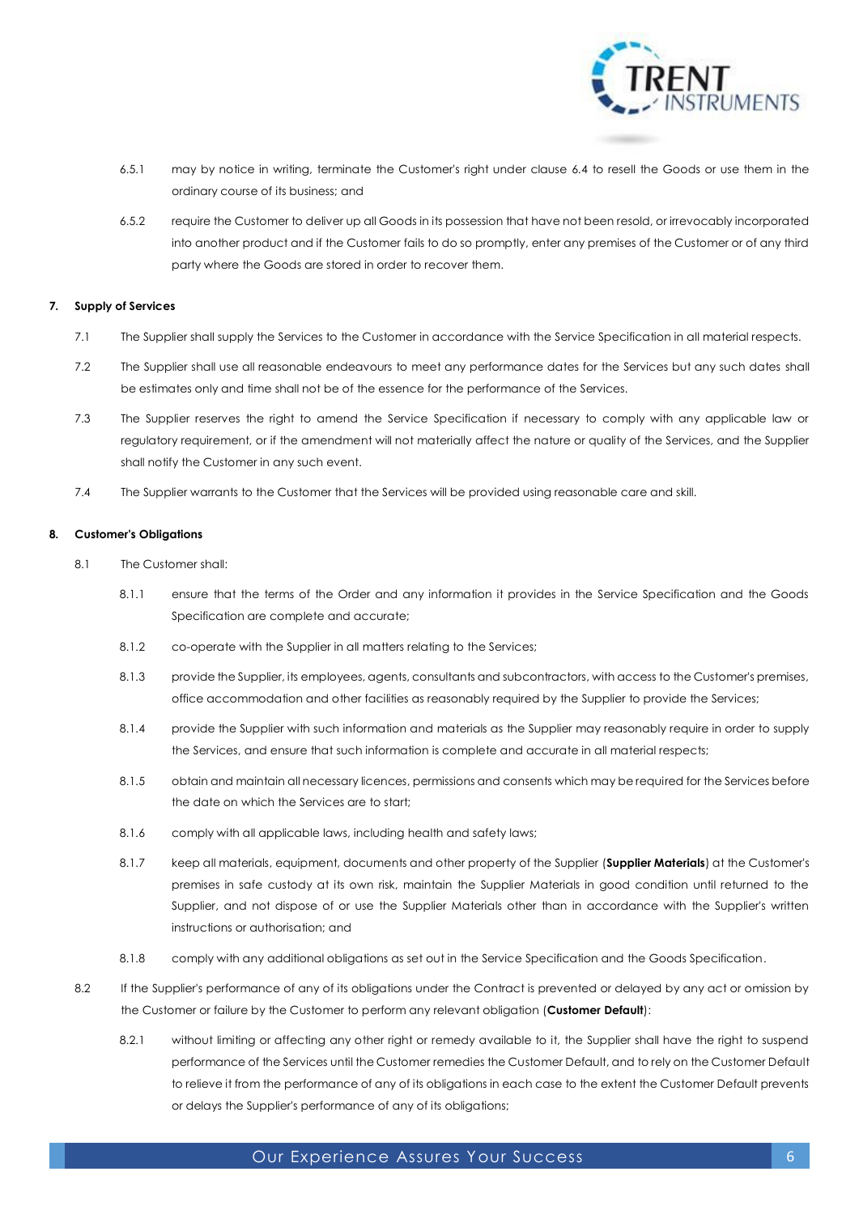6.5.1 may by notice in writing, terminate the Customer's right under clause 6.4 to resell the Goods or use them in the ordinary course of its business; and

6.5.2 require the Customer to deliver up all Goods in its possession that have not been resold, or irrevocably incorporated into another product and if the Customer fails to do so promptly, enter any premises of the Customer or of any third party where the Goods are stored in order to recover them.

**7. Supply of Services**

7.1 The Supplier shall supply the Services to the Customer in accordance with the Service Specification in all material respects.

7.2 The Supplier shall use all reasonable endeavours to meet any performance dates for the Services but any such dates shall be estimates only and time shall not be of the essence for the performance of the Services.

7.3 The Supplier reserves the right to amend the Service Specification if necessary to comply with any applicable law or regulatory requirement, or if the amendment will not materially affect the nature or quality of the Services, and the Supplier shall notify the Customer in any such event.

7.4 The Supplier warrants to the Customer that the Services will be provided using reasonable care and skill.

**8. Customer's Obligations**

8.1 The Customer shall:

8.1.1 ensure that the terms of the Order and any information it provides in the Service Specification and the Goods Specification are complete and accurate;

8.1.2 co-operate with the Supplier in all matters relating to the Services;

8.1.3 provide the Supplier, its employees, agents, consultants and subcontractors, with access to the Customer's premises, office accommodation and other facilities as reasonably required by the Supplier to provide the Services;

8.1.4 provide the Supplier with such information and materials as the Supplier may reasonably require in order to supply the Services, and ensure that such information is complete and accurate in all material respects;

8.1.5 obtain and maintain all necessary licences, permissions and consents which may be required for the Services before the date on which the Services are to start;

8.1.6 comply with all applicable laws, including health and safety laws;

8.1.7 keep all materials, equipment, documents and other property of the Supplier (**Supplier Materials**) at the Customer's premises in safe custody at its own risk, maintain the Supplier Materials in good condition until returned to the Supplier, and not dispose of or use the Supplier Materials other than in accordance with the Supplier's written instructions or authorisation; and

8.1.8 comply with any additional obligations as set out in the Service Specification and the Goods Specification.

8.2 If the Supplier's performance of any of its obligations under the Contract is prevented or delayed by any act or omission by the Customer or failure by the Customer to perform any relevant obligation (**Customer Default**):

8.2.1 without limiting or affecting any other right or remedy available to it, the Supplier shall have the right to suspend performance of the Services until the Customer remedies the Customer Default, and to rely on the Customer Default to relieve it from the performance of any of its obligations in each case to the extent the Customer Default prevents or delays the Supplier's performance of any of its obligations;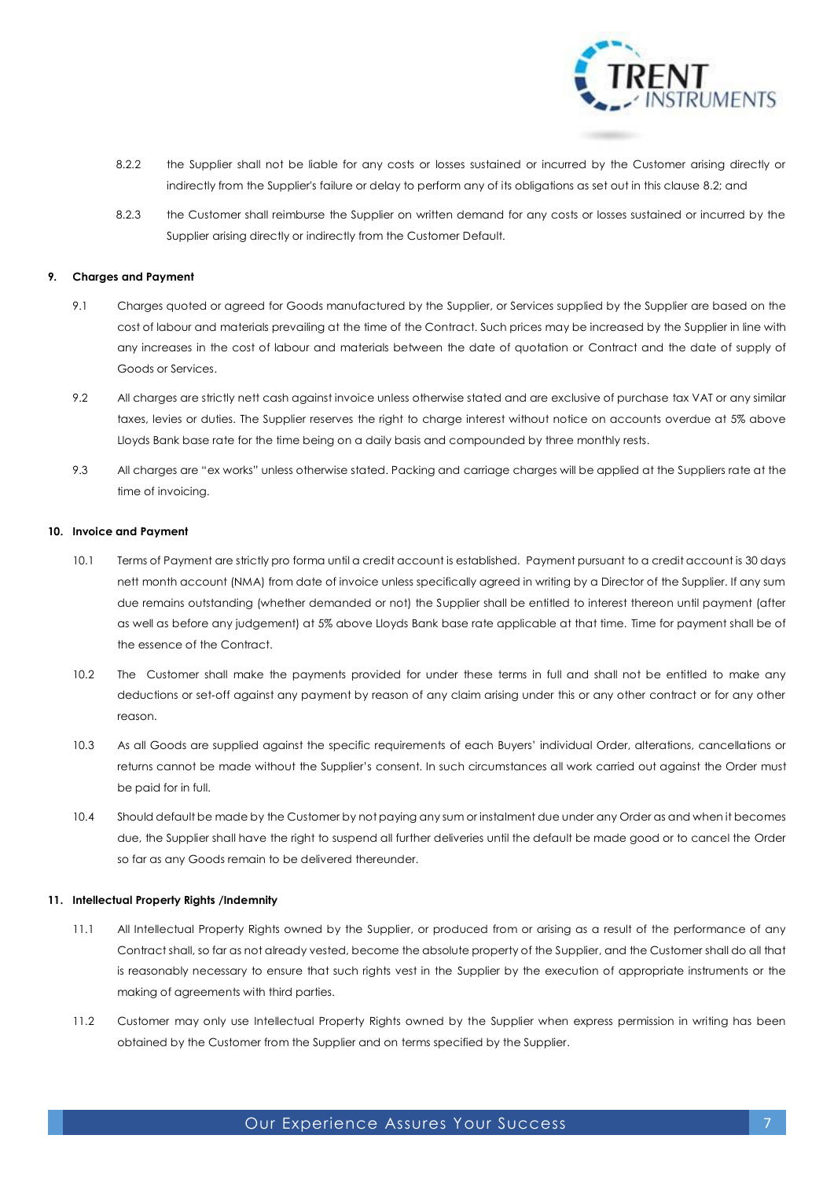8.2.2 the Supplier shall not be liable for any costs or losses sustained or incurred by the Customer arising directly or indirectly from the Supplier's failure or delay to perform any of its obligations as set out in this clause 8.2; and

8.2.3 the Customer shall reimburse the Supplier on written demand for any costs or losses sustained or incurred by the Supplier arising directly or indirectly from the Customer Default.

**9. Charges and Payment**

9.1 Charges quoted or agreed for Goods manufactured by the Supplier, or Services supplied by the Supplier are based on the cost of labour and materials prevailing at the time of the Contract. Such prices may be increased by the Supplier in line with any increases in the cost of labour and materials between the date of quotation or Contract and the date of supply of Goods or Services.

9.2 All charges are strictly nett cash against invoice unless otherwise stated and are exclusive of purchase tax VAT or any similar taxes, levies or duties. The Supplier reserves the right to charge interest without notice on accounts overdue at 5% above Lloyds Bank base rate for the time being on a daily basis and compounded by three monthly rests.

9.3 All charges are "ex works" unless otherwise stated. Packing and carriage charges will be applied at the Suppliers rate at the time of invoicing.

**10. Invoice and Payment**

10.1 Terms of Payment are strictly pro forma until a credit account is established. Payment pursuant to a credit account is 30 days nett month account (NMA) from date of invoice unless specifically agreed in writing by a Director of the Supplier. If any sum due remains outstanding (whether demanded or not) the Supplier shall be entitled to interest thereon until payment (after as well as before any judgement) at 5% above Lloyds Bank base rate applicable at that time. Time for payment shall be of the essence of the Contract.

10.2 The Customer shall make the payments provided for under these terms in full and shall not be entitled to make any deductions or set-off against any payment by reason of any claim arising under this or any other contract or for any other reason.

10.3 As all Goods are supplied against the specific requirements of each Buyers' individual Order, alterations, cancellations or returns cannot be made without the Supplier's consent. In such circumstances all work carried out against the Order must be paid for in full.

10.4 Should default be made by the Customer by not paying any sum or instalment due under any Order as and when it becomes due, the Supplier shall have the right to suspend all further deliveries until the default be made good or to cancel the Order so far as any Goods remain to be delivered thereunder.

**11. Intellectual Property Rights /Indemnity**

11.1 All Intellectual Property Rights owned by the Supplier, or produced from or arising as a result of the performance of any Contract shall, so far as not already vested, become the absolute property of the Supplier, and the Customer shall do all that is reasonably necessary to ensure that such rights vest in the Supplier by the execution of appropriate instruments or the making of agreements with third parties.

11.2 Customer may only use Intellectual Property Rights owned by the Supplier when express permission in writing has been obtained by the Customer from the Supplier and on terms specified by the Supplier.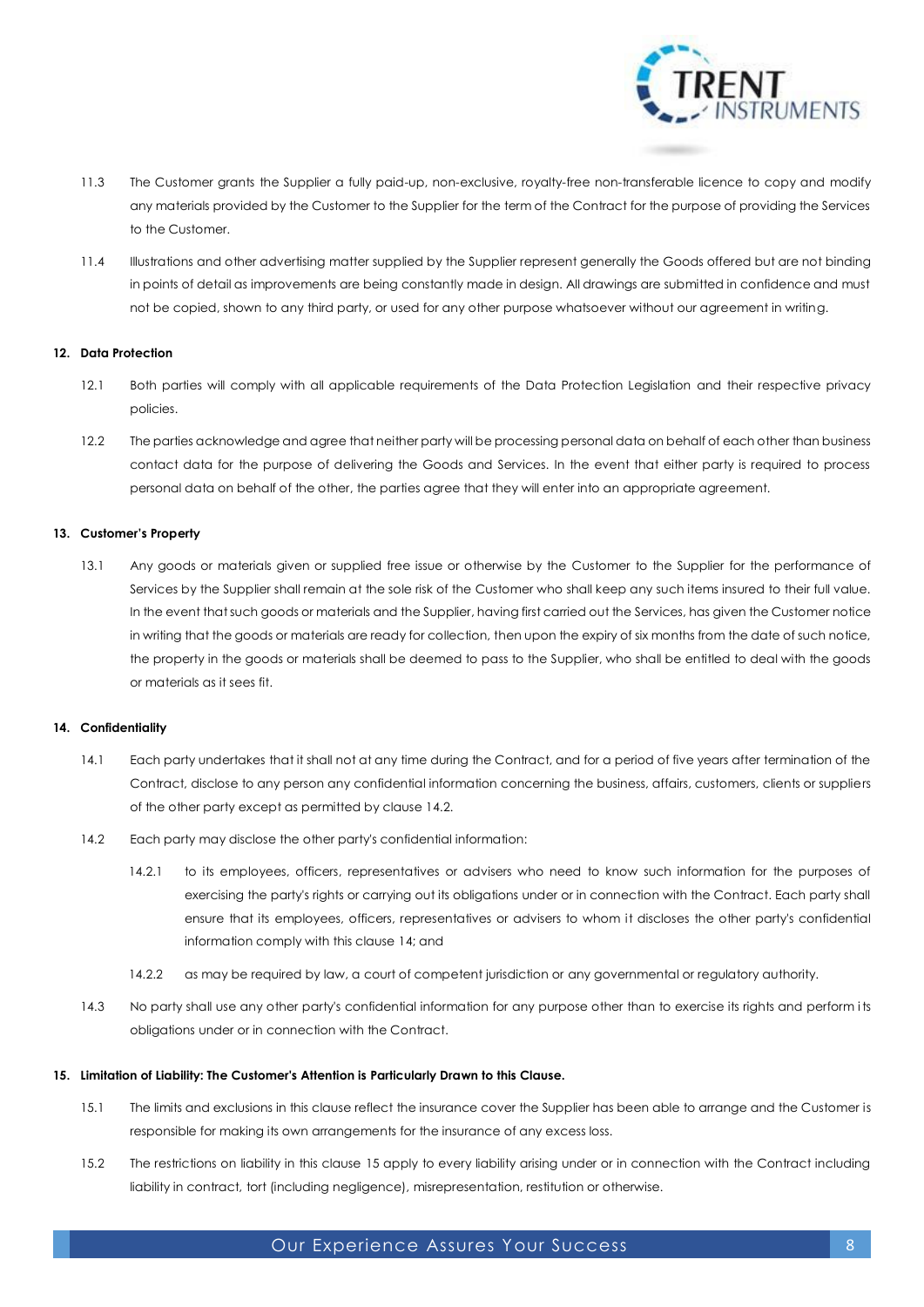11.3 The Customer grants the Supplier a fully paid-up, non-exclusive, royalty-free non-transferable licence to copy and modify any materials provided by the Customer to the Supplier for the term of the Contract for the purpose of providing the Services to the Customer.

11.4 Illustrations and other advertising matter supplied by the Supplier represent generally the Goods offered but are not binding in points of detail as improvements are being constantly made in design. All drawings are submitted in confidence and must not be copied, shown to any third party, or used for any other purpose whatsoever without our agreement in writing.

**12. Data Protection**

12.1 Both parties will comply with all applicable requirements of the Data Protection Legislation and their respective privacy policies.

12.2 The parties acknowledge and agree that neither party will be processing personal data on behalf of each other than business contact data for the purpose of delivering the Goods and Services. In the event that either party is required to process personal data on behalf of the other, the parties agree that they will enter into an appropriate agreement.

**13. Customer's Property**

13.1 Any goods or materials given or supplied free issue or otherwise by the Customer to the Supplier for the performance of Services by the Supplier shall remain at the sole risk of the Customer who shall keep any such items insured to their full value. In the event that such goods or materials and the Supplier, having first carried out the Services, has given the Customer notice in writing that the goods or materials are ready for collection, then upon the expiry of six months from the date of such notice, the property in the goods or materials shall be deemed to pass to the Supplier, who shall be entitled to deal with the goods or materials as it sees fit.

**14. Confidentiality**

14.1 Each party undertakes that it shall not at any time during the Contract, and for a period of five years after termination of the Contract, disclose to any person any confidential information concerning the business, affairs, customers, clients or suppliers of the other party except as permitted by clause 14.2.

14.2 Each party may disclose the other party's confidential information:

14.2.1 to its employees, officers, representatives or advisers who need to know such information for the purposes of exercising the party's rights or carrying out its obligations under or in connection with the Contract. Each party shall ensure that its employees, officers, representatives or advisers to whom it discloses the other party's confidential information comply with this clause 14; and

14.2.2 as may be required by law, a court of competent jurisdiction or any governmental or regulatory authority.

14.3 No party shall use any other party's confidential information for any purpose other than to exercise its rights and perform its obligations under or in connection with the Contract.

**15. Limitation of Liability: The Customer's Attention is Particularly Drawn to this Clause.**

15.1 The limits and exclusions in this clause reflect the insurance cover the Supplier has been able to arrange and the Customer is responsible for making its own arrangements for the insurance of any excess loss.

15.2 The restrictions on liability in this clause 15 apply to every liability arising under or in connection with the Contract including liability in contract, tort (including negligence), misrepresentation, restitution or otherwise.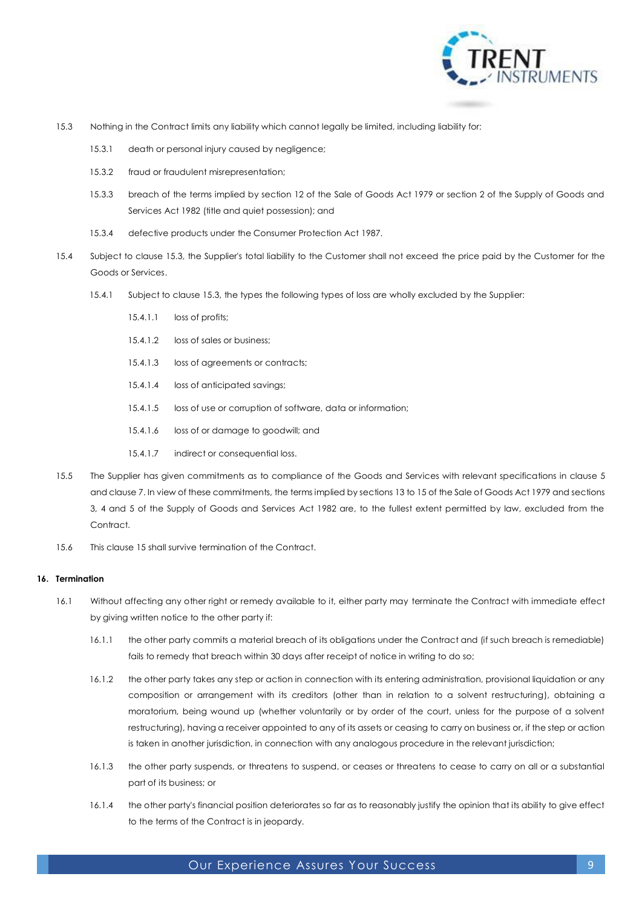15.3 Nothing in the Contract limits any liability which cannot legally be limited, including liability for:

15.3.1 death or personal injury caused by negligence;

15.3.2 fraud or fraudulent misrepresentation;

15.3.3 breach of the terms implied by section 12 of the Sale of Goods Act 1979 or section 2 of the Supply of Goods and Services Act 1982 (title and quiet possession); and

15.3.4 defective products under the Consumer Protection Act 1987.

15.4 Subject to clause 15.3, the Supplier's total liability to the Customer shall not exceed the price paid by the Customer for the Goods or Services.

15.4.1 Subject to clause 15.3, the types the following types of loss are wholly excluded by the Supplier:

15.4.1.1 loss of profits;

15.4.1.2 loss of sales or business;

15.4.1.3 loss of agreements or contracts;

15.4.1.4 loss of anticipated savings;

15.4.1.5 loss of use or corruption of software, data or information;

15.4.1.6 loss of or damage to goodwill; and

15.4.1.7 indirect or consequential loss.

15.5 The Supplier has given commitments as to compliance of the Goods and Services with relevant specifications in clause 5 and clause 7. In view of these commitments, the terms implied by sections 13 to 15 of the Sale of Goods Act 1979 and sections 3, 4 and 5 of the Supply of Goods and Services Act 1982 are, to the fullest extent permitted by law, excluded from the Contract.

15.6 This clause 15 shall survive termination of the Contract.

**16. Termination**

16.1 Without affecting any other right or remedy available to it, either party may terminate the Contract with immediate effect by giving written notice to the other party if:

16.1.1 the other party commits a material breach of its obligations under the Contract and (if such breach is remediable) fails to remedy that breach within 30 days after receipt of notice in writing to do so;

16.1.2 the other party takes any step or action in connection with its entering administration, provisional liquidation or any composition or arrangement with its creditors (other than in relation to a solvent restructuring), obtaining a moratorium, being wound up (whether voluntarily or by order of the court, unless for the purpose of a solvent restructuring), having a receiver appointed to any of its assets or ceasing to carry on business or, if the step or action is taken in another jurisdiction, in connection with any analogous procedure in the relevant jurisdiction;

16.1.3 the other party suspends, or threatens to suspend, or ceases or threatens to cease to carry on all or a substantial part of its business; or

16.1.4 the other party's financial position deteriorates so far as to reasonably justify the opinion that its ability to give effect to the terms of the Contract is in jeopardy.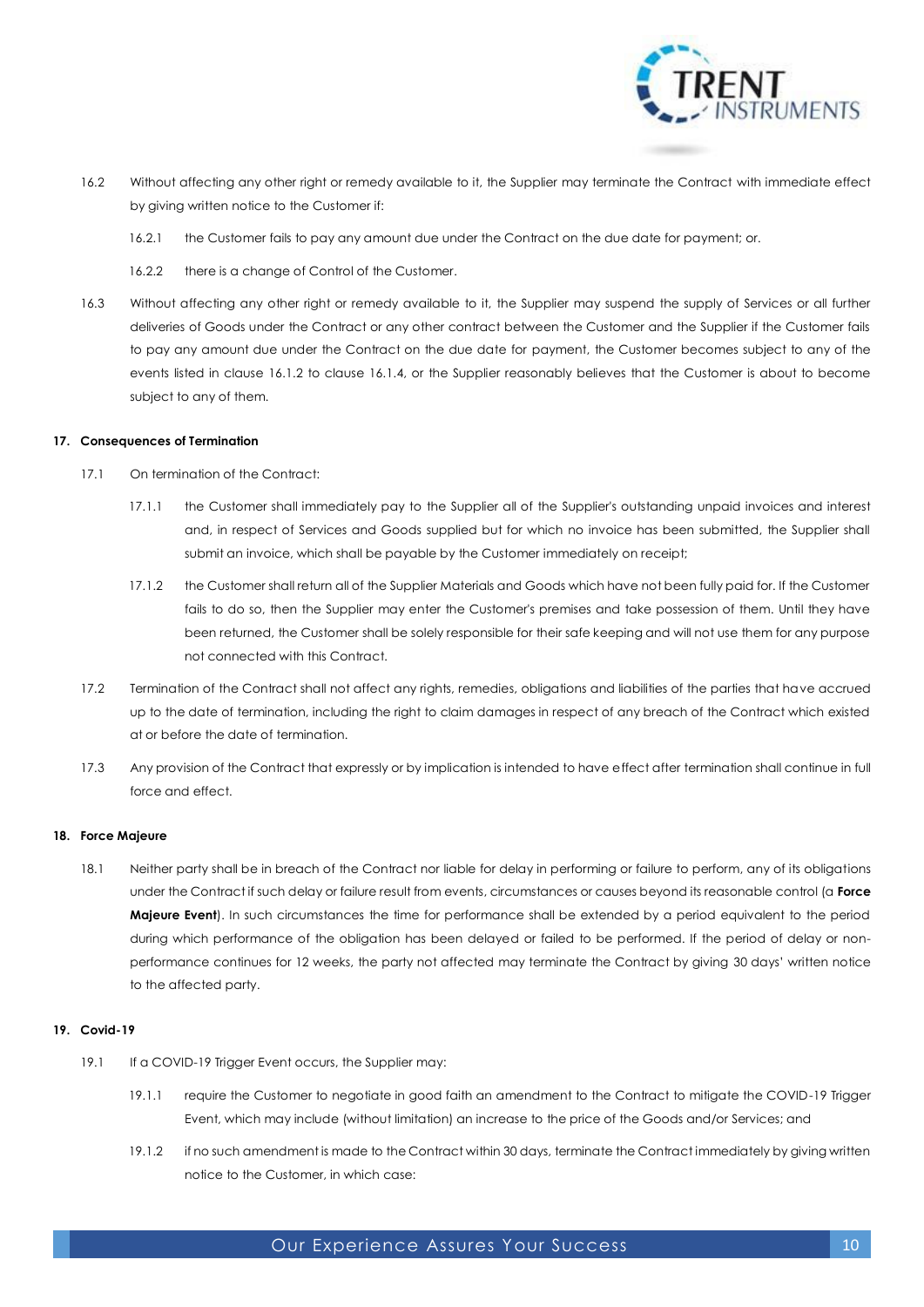16.2 Without affecting any other right or remedy available to it, the Supplier may terminate the Contract with immediate effect by giving written notice to the Customer if:

16.2.1 the Customer fails to pay any amount due under the Contract on the due date for payment; or.

16.2.2 there is a change of Control of the Customer.

16.3 Without affecting any other right or remedy available to it, the Supplier may suspend the supply of Services or all further deliveries of Goods under the Contract or any other contract between the Customer and the Supplier if the Customer fails to pay any amount due under the Contract on the due date for payment, the Customer becomes subject to any of the events listed in clause 16.1.2 to clause 16.1.4, or the Supplier reasonably believes that the Customer is about to become subject to any of them.

### 17. Consequences of Termination

17.1 On termination of the Contract:

17.1.1 the Customer shall immediately pay to the Supplier all of the Supplier's outstanding unpaid invoices and interest and, in respect of Services and Goods supplied but for which no invoice has been submitted, the Supplier shall submit an invoice, which shall be payable by the Customer immediately on receipt;

17.1.2 the Customer shall return all of the Supplier Materials and Goods which have not been fully paid for. If the Customer fails to do so, then the Supplier may enter the Customer's premises and take possession of them. Until they have been returned, the Customer shall be solely responsible for their safe keeping and will not use them for any purpose not connected with this Contract.

17.2 Termination of the Contract shall not affect any rights, remedies, obligations and liabilities of the parties that have accrued up to the date of termination, including the right to claim damages in respect of any breach of the Contract which existed at or before the date of termination.

17.3 Any provision of the Contract that expressly or by implication is intended to have effect after termination shall continue in full force and effect.

### 18. Force Majeure

18.1 Neither party shall be in breach of the Contract nor liable for delay in performing or failure to perform, any of its obligations under the Contract if such delay or failure result from events, circumstances or causes beyond its reasonable control (a **Force Majeure Event**). In such circumstances the time for performance shall be extended by a period equivalent to the period during which performance of the obligation has been delayed or failed to be performed. If the period of delay or non-performance continues for 12 weeks, the party not affected may terminate the Contract by giving 30 days' written notice to the affected party.

### 19. Covid-19

19.1 If a COVID-19 Trigger Event occurs, the Supplier may:

19.1.1 require the Customer to negotiate in good faith an amendment to the Contract to mitigate the COVID-19 Trigger Event, which may include (without limitation) an increase to the price of the Goods and/or Services; and

19.1.2 if no such amendment is made to the Contract within 30 days, terminate the Contract immediately by giving written notice to the Customer, in which case: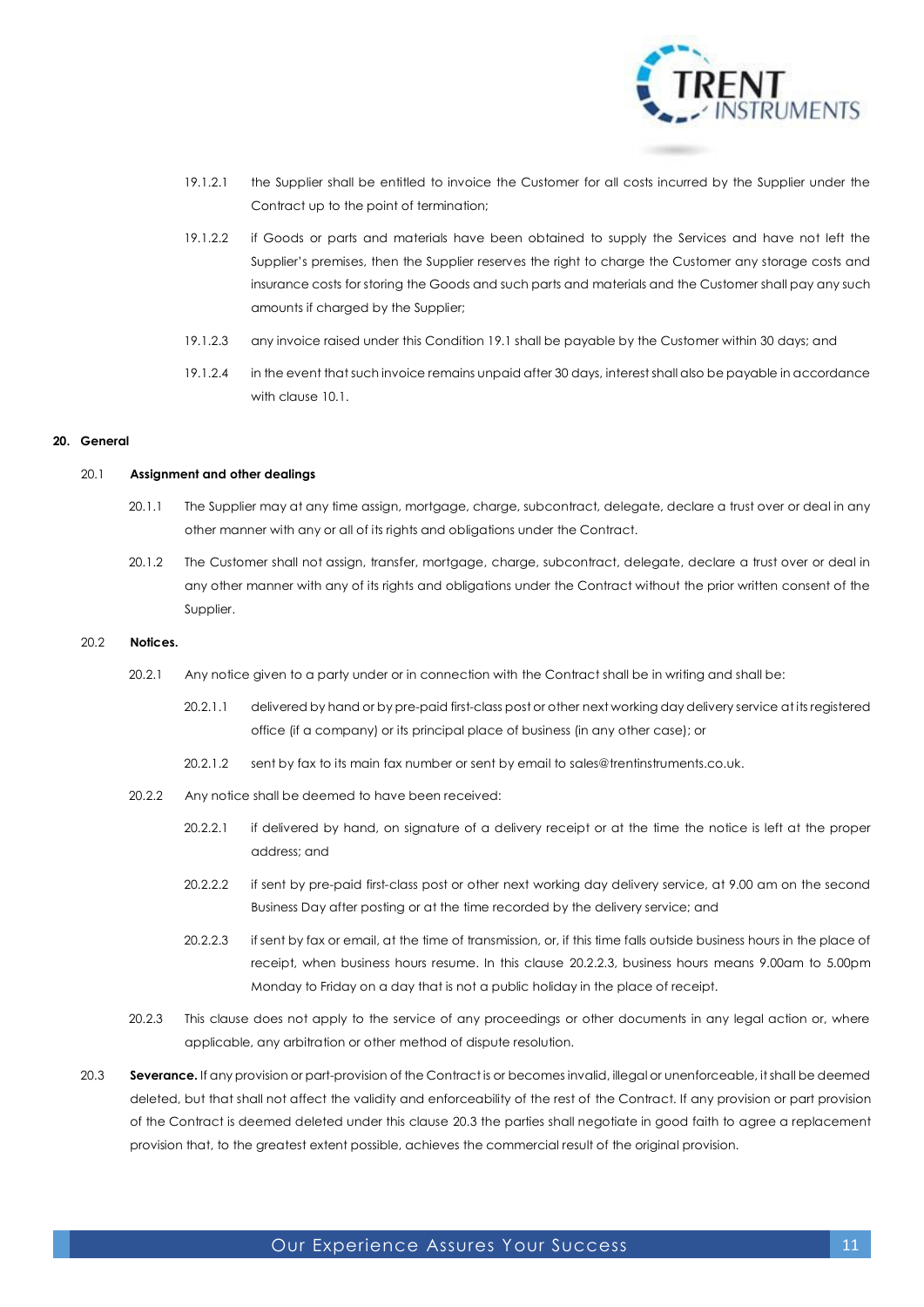19.1.2.1 the Supplier shall be entitled to invoice the Customer for all costs incurred by the Supplier under the Contract up to the point of termination;

19.1.2.2 if Goods or parts and materials have been obtained to supply the Services and have not left the Supplier's premises, then the Supplier reserves the right to charge the Customer any storage costs and insurance costs for storing the Goods and such parts and materials and the Customer shall pay any such amounts if charged by the Supplier;

19.1.2.3 any invoice raised under this Condition 19.1 shall be payable by the Customer within 30 days; and

19.1.2.4 in the event that such invoice remains unpaid after 30 days, interest shall also be payable in accordance with clause 10.1.

## 20. General

### 20.1 Assignment and other dealings

20.1.1 The Supplier may at any time assign, mortgage, charge, subcontract, delegate, declare a trust over or deal in any other manner with any or all of its rights and obligations under the Contract.

20.1.2 The Customer shall not assign, transfer, mortgage, charge, subcontract, delegate, declare a trust over or deal in any other manner with any of its rights and obligations under the Contract without the prior written consent of the Supplier.

### 20.2 Notices.

20.2.1 Any notice given to a party under or in connection with the Contract shall be in writing and shall be:

20.2.1.1 delivered by hand or by pre-paid first-class post or other next working day delivery service at its registered office (if a company) or its principal place of business (in any other case); or

20.2.1.2 sent by fax to its main fax number or sent by email to sales@trentinstruments.co.uk.

20.2.2 Any notice shall be deemed to have been received:

20.2.2.1 if delivered by hand, on signature of a delivery receipt or at the time the notice is left at the proper address; and

20.2.2.2 if sent by pre-paid first-class post or other next working day delivery service, at 9.00 am on the second Business Day after posting or at the time recorded by the delivery service; and

20.2.2.3 if sent by fax or email, at the time of transmission, or, if this time falls outside business hours in the place of receipt, when business hours resume. In this clause 20.2.2.3, business hours means 9.00am to 5.00pm Monday to Friday on a day that is not a public holiday in the place of receipt.

20.2.3 This clause does not apply to the service of any proceedings or other documents in any legal action or, where applicable, any arbitration or other method of dispute resolution.

20.3 **Severance.** If any provision or part-provision of the Contract is or becomes invalid, illegal or unenforceable, it shall be deemed deleted, but that shall not affect the validity and enforceability of the rest of the Contract. If any provision or part provision of the Contract is deemed deleted under this clause 20.3 the parties shall negotiate in good faith to agree a replacement provision that, to the greatest extent possible, achieves the commercial result of the original provision.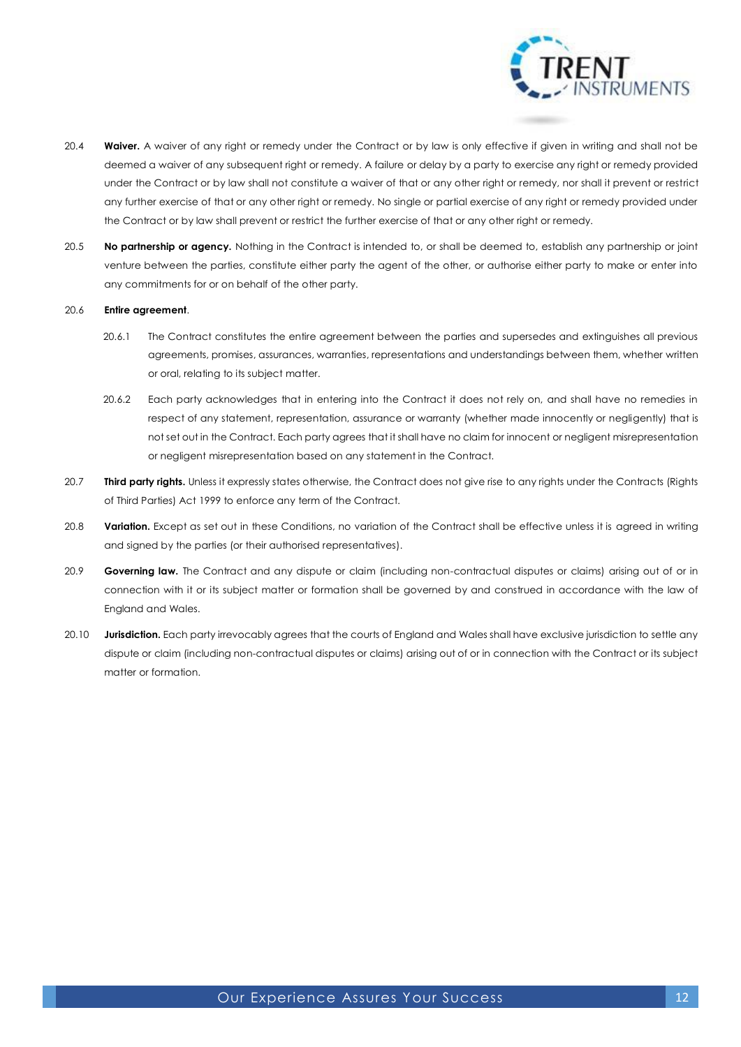20.4 **Waiver.** A waiver of any right or remedy under the Contract or by law is only effective if given in writing and shall not be deemed a waiver of any subsequent right or remedy. A failure or delay by a party to exercise any right or remedy provided under the Contract or by law shall not constitute a waiver of that or any other right or remedy, nor shall it prevent or restrict any further exercise of that or any other right or remedy. No single or partial exercise of any right or remedy provided under the Contract or by law shall prevent or restrict the further exercise of that or any other right or remedy.

20.5 **No partnership or agency.** Nothing in the Contract is intended to, or shall be deemed to, establish any partnership or joint venture between the parties, constitute either party the agent of the other, or authorise either party to make or enter into any commitments for or on behalf of the other party.

20.6 **Entire agreement**.

20.6.1 The Contract constitutes the entire agreement between the parties and supersedes and extinguishes all previous agreements, promises, assurances, warranties, representations and understandings between them, whether written or oral, relating to its subject matter.

20.6.2 Each party acknowledges that in entering into the Contract it does not rely on, and shall have no remedies in respect of any statement, representation, assurance or warranty (whether made innocently or negligently) that is not set out in the Contract. Each party agrees that it shall have no claim for innocent or negligent misrepresentation or negligent misrepresentation based on any statement in the Contract.

20.7 **Third party rights.** Unless it expressly states otherwise, the Contract does not give rise to any rights under the Contracts (Rights of Third Parties) Act 1999 to enforce any term of the Contract.

20.8 **Variation.** Except as set out in these Conditions, no variation of the Contract shall be effective unless it is agreed in writing and signed by the parties (or their authorised representatives).

20.9 **Governing law.** The Contract and any dispute or claim (including non-contractual disputes or claims) arising out of or in connection with it or its subject matter or formation shall be governed by and construed in accordance with the law of England and Wales.

20.10 **Jurisdiction.** Each party irrevocably agrees that the courts of England and Wales shall have exclusive jurisdiction to settle any dispute or claim (including non-contractual disputes or claims) arising out of or in connection with the Contract or its subject matter or formation.